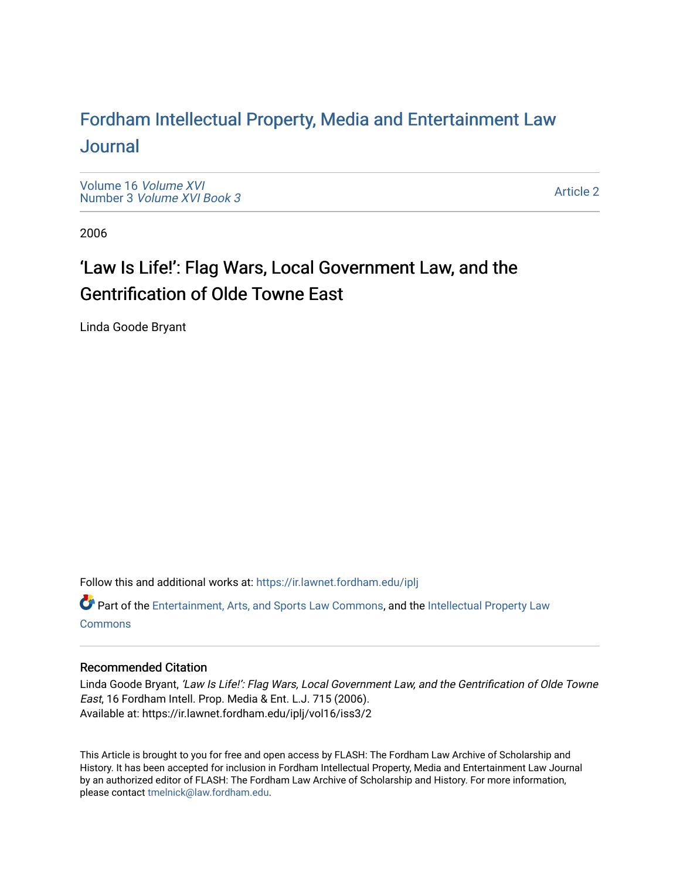# Fordham Intellectual Property, Media and Entertainment Law Journal

Volume 16 *Volume XVI*
Number 3 *Volume XVI Book 3*

Article 2

2006

## 'Law Is Life!': Flag Wars, Local Government Law, and the Gentrification of Olde Towne East

Linda Goode Bryant

Follow this and additional works at: https://ir.lawnet.fordham.edu/iplj

Part of the Entertainment, Arts, and Sports Law Commons, and the Intellectual Property Law Commons

### Recommended Citation

Linda Goode Bryant, *'Law Is Life!': Flag Wars, Local Government Law, and the Gentrification of Olde Towne East*, 16 Fordham Intell. Prop. Media & Ent. L.J. 715 (2006).
Available at: https://ir.lawnet.fordham.edu/iplj/vol16/iss3/2

This Article is brought to you for free and open access by FLASH: The Fordham Law Archive of Scholarship and History. It has been accepted for inclusion in Fordham Intellectual Property, Media and Entertainment Law Journal by an authorized editor of FLASH: The Fordham Law Archive of Scholarship and History. For more information, please contact tmelnick@law.fordham.edu.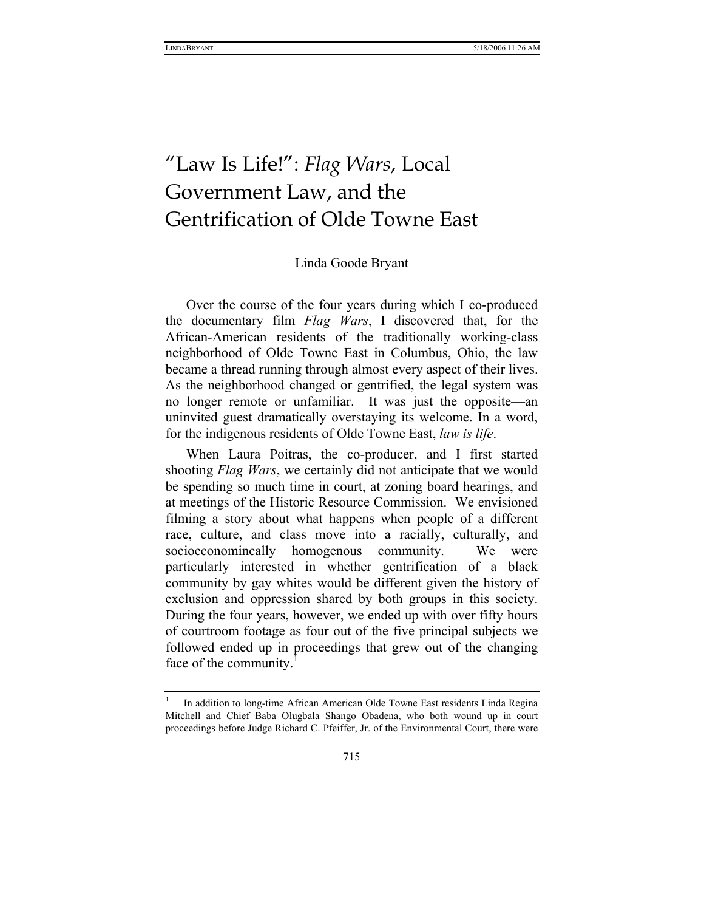# "Law Is Life!": *Flag Wars*, Local Government Law, and the Gentrification of Olde Towne East

Linda Goode Bryant

Over the course of the four years during which I co-produced the documentary film *Flag Wars*, I discovered that, for the African-American residents of the traditionally working-class neighborhood of Olde Towne East in Columbus, Ohio, the law became a thread running through almost every aspect of their lives. As the neighborhood changed or gentrified, the legal system was no longer remote or unfamiliar. It was just the opposite—an uninvited guest dramatically overstaying its welcome. In a word, for the indigenous residents of Olde Towne East, *law is life*.

When Laura Poitras, the co-producer, and I first started shooting *Flag Wars*, we certainly did not anticipate that we would be spending so much time in court, at zoning board hearings, and at meetings of the Historic Resource Commission. We envisioned filming a story about what happens when people of a different race, culture, and class move into a racially, culturally, and socioeconomincally homogenous community. We were particularly interested in whether gentrification of a black community by gay whites would be different given the history of exclusion and oppression shared by both groups in this society. During the four years, however, we ended up with over fifty hours of courtroom footage as four out of the five principal subjects we followed ended up in proceedings that grew out of the changing face of the community.[1]

[1] In addition to long-time African American Olde Towne East residents Linda Regina Mitchell and Chief Baba Olugbala Shango Obadena, who both wound up in court proceedings before Judge Richard C. Pfeiffer, Jr. of the Environmental Court, there were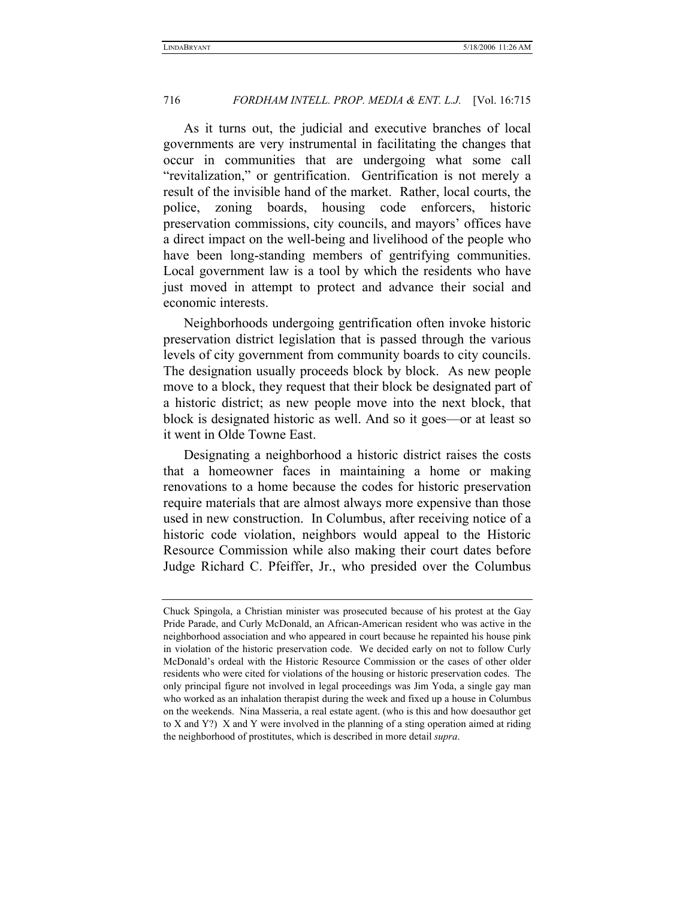As it turns out, the judicial and executive branches of local governments are very instrumental in facilitating the changes that occur in communities that are undergoing what some call "revitalization," or gentrification. Gentrification is not merely a result of the invisible hand of the market. Rather, local courts, the police, zoning boards, housing code enforcers, historic preservation commissions, city councils, and mayors' offices have a direct impact on the well-being and livelihood of the people who have been long-standing members of gentrifying communities. Local government law is a tool by which the residents who have just moved in attempt to protect and advance their social and economic interests.

Neighborhoods undergoing gentrification often invoke historic preservation district legislation that is passed through the various levels of city government from community boards to city councils. The designation usually proceeds block by block. As new people move to a block, they request that their block be designated part of a historic district; as new people move into the next block, that block is designated historic as well. And so it goes—or at least so it went in Olde Towne East.

Designating a neighborhood a historic district raises the costs that a homeowner faces in maintaining a home or making renovations to a home because the codes for historic preservation require materials that are almost always more expensive than those used in new construction. In Columbus, after receiving notice of a historic code violation, neighbors would appeal to the Historic Resource Commission while also making their court dates before Judge Richard C. Pfeiffer, Jr., who presided over the Columbus

---

Chuck Spingola, a Christian minister was prosecuted because of his protest at the Gay Pride Parade, and Curly McDonald, an African-American resident who was active in the neighborhood association and who appeared in court because he repainted his house pink in violation of the historic preservation code. We decided early on not to follow Curly McDonald's ordeal with the Historic Resource Commission or the cases of other older residents who were cited for violations of the housing or historic preservation codes. The only principal figure not involved in legal proceedings was Jim Yoda, a single gay man who worked as an inhalation therapist during the week and fixed up a house in Columbus on the weekends. Nina Masseria, a real estate agent. (who is this and how doesauthor get to X and Y?) X and Y were involved in the planning of a sting operation aimed at riding the neighborhood of prostitutes, which is described in more detail *supra*.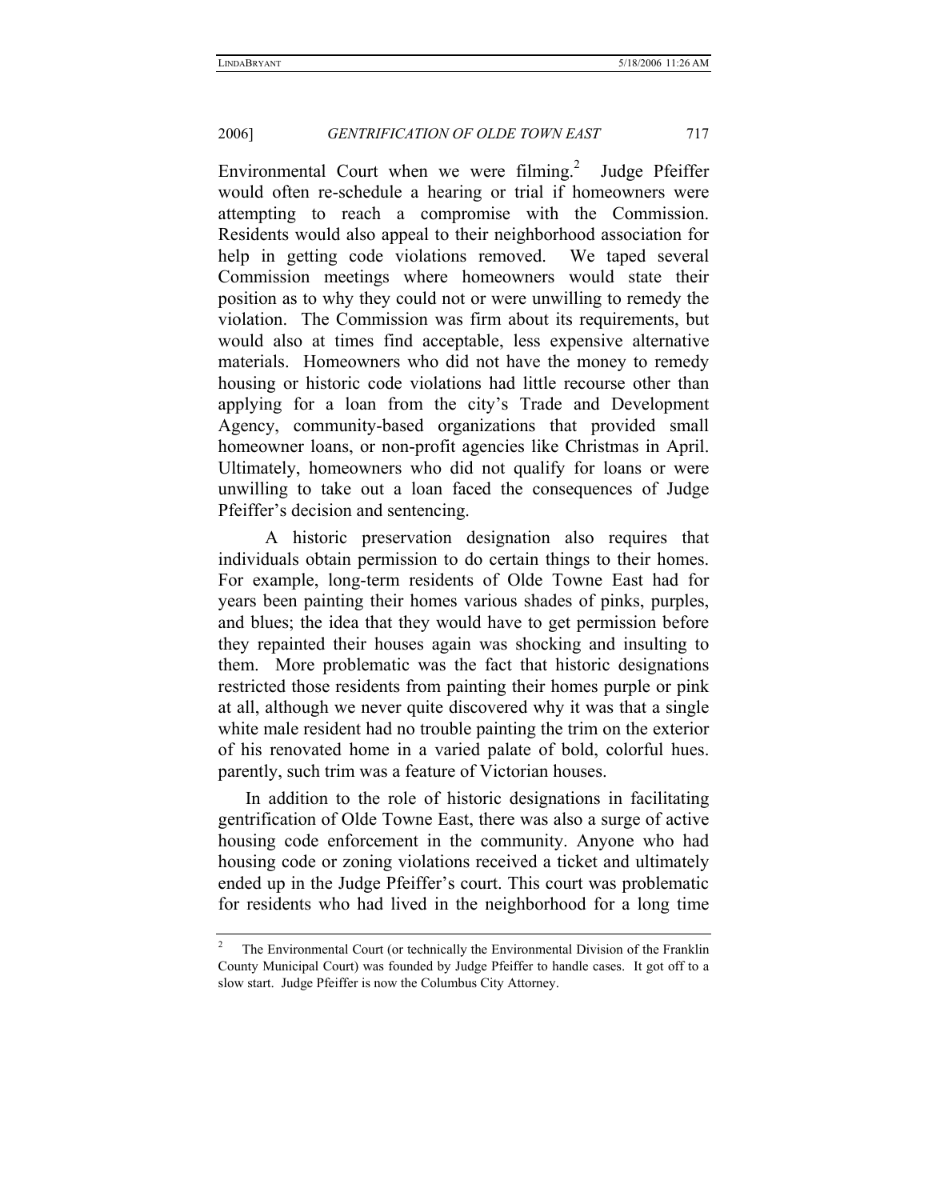Environmental Court when we were filming.[2] Judge Pfeiffer would often re-schedule a hearing or trial if homeowners were attempting to reach a compromise with the Commission. Residents would also appeal to their neighborhood association for help in getting code violations removed. We taped several Commission meetings where homeowners would state their position as to why they could not or were unwilling to remedy the violation. The Commission was firm about its requirements, but would also at times find acceptable, less expensive alternative materials. Homeowners who did not have the money to remedy housing or historic code violations had little recourse other than applying for a loan from the city's Trade and Development Agency, community-based organizations that provided small homeowner loans, or non-profit agencies like Christmas in April. Ultimately, homeowners who did not qualify for loans or were unwilling to take out a loan faced the consequences of Judge Pfeiffer's decision and sentencing.

A historic preservation designation also requires that individuals obtain permission to do certain things to their homes. For example, long-term residents of Olde Towne East had for years been painting their homes various shades of pinks, purples, and blues; the idea that they would have to get permission before they repainted their houses again was shocking and insulting to them. More problematic was the fact that historic designations restricted those residents from painting their homes purple or pink at all, although we never quite discovered why it was that a single white male resident had no trouble painting the trim on the exterior of his renovated home in a varied palate of bold, colorful hues. parently, such trim was a feature of Victorian houses.

In addition to the role of historic designations in facilitating gentrification of Olde Towne East, there was also a surge of active housing code enforcement in the community. Anyone who had housing code or zoning violations received a ticket and ultimately ended up in the Judge Pfeiffer's court. This court was problematic for residents who had lived in the neighborhood for a long time

---

[2] The Environmental Court (or technically the Environmental Division of the Franklin County Municipal Court) was founded by Judge Pfeiffer to handle cases. It got off to a slow start. Judge Pfeiffer is now the Columbus City Attorney.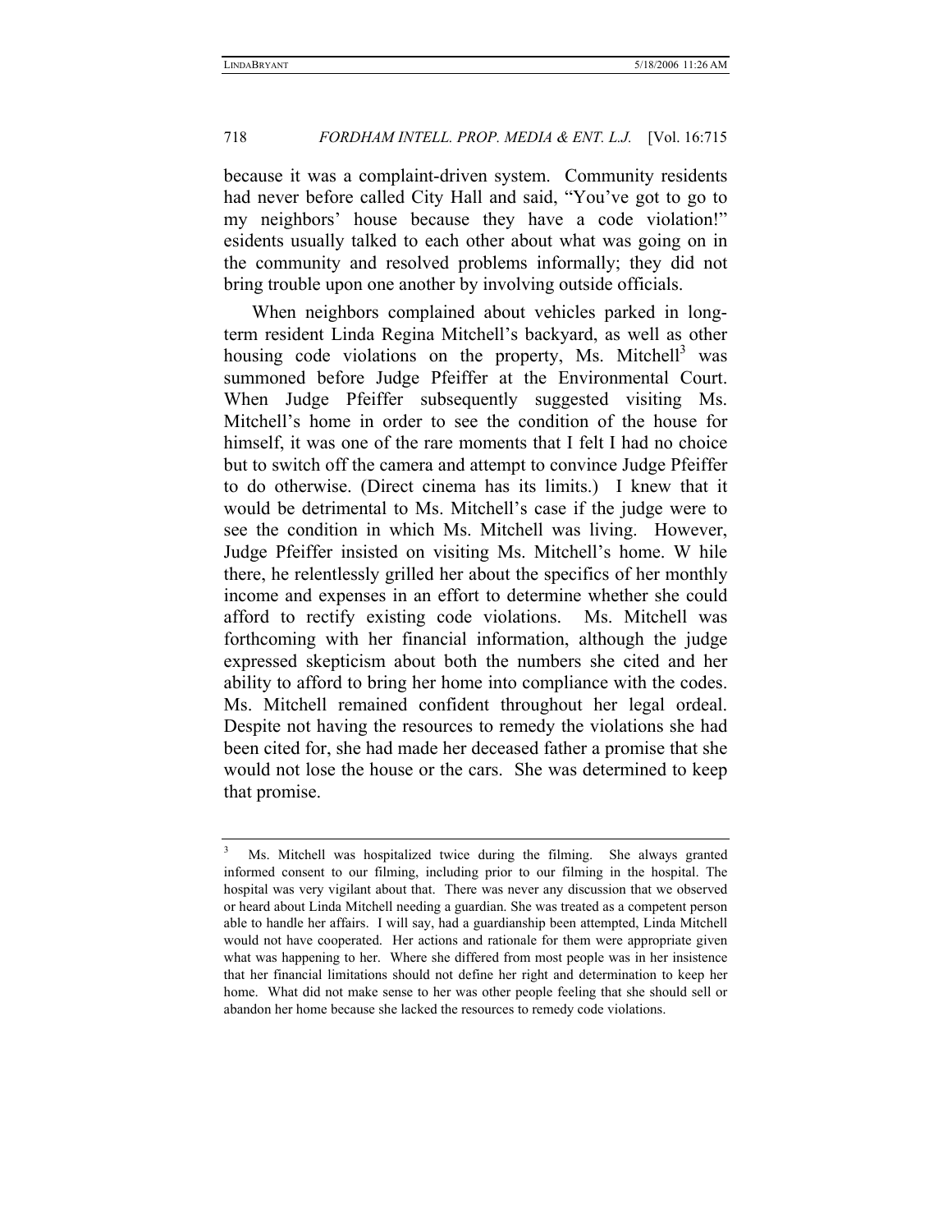because it was a complaint-driven system. Community residents had never before called City Hall and said, "You've got to go to my neighbors' house because they have a code violation!" esidents usually talked to each other about what was going on in the community and resolved problems informally; they did not bring trouble upon one another by involving outside officials.

When neighbors complained about vehicles parked in long-term resident Linda Regina Mitchell's backyard, as well as other housing code violations on the property, Ms. Mitchell[3] was summoned before Judge Pfeiffer at the Environmental Court. When Judge Pfeiffer subsequently suggested visiting Ms. Mitchell's home in order to see the condition of the house for himself, it was one of the rare moments that I felt I had no choice but to switch off the camera and attempt to convince Judge Pfeiffer to do otherwise. (Direct cinema has its limits.) I knew that it would be detrimental to Ms. Mitchell's case if the judge were to see the condition in which Ms. Mitchell was living. However, Judge Pfeiffer insisted on visiting Ms. Mitchell's home. W hile there, he relentlessly grilled her about the specifics of her monthly income and expenses in an effort to determine whether she could afford to rectify existing code violations. Ms. Mitchell was forthcoming with her financial information, although the judge expressed skepticism about both the numbers she cited and her ability to afford to bring her home into compliance with the codes. Ms. Mitchell remained confident throughout her legal ordeal. Despite not having the resources to remedy the violations she had been cited for, she had made her deceased father a promise that she would not lose the house or the cars. She was determined to keep that promise.

---

[3] Ms. Mitchell was hospitalized twice during the filming. She always granted informed consent to our filming, including prior to our filming in the hospital. The hospital was very vigilant about that. There was never any discussion that we observed or heard about Linda Mitchell needing a guardian. She was treated as a competent person able to handle her affairs. I will say, had a guardianship been attempted, Linda Mitchell would not have cooperated. Her actions and rationale for them were appropriate given what was happening to her. Where she differed from most people was in her insistence that her financial limitations should not define her right and determination to keep her home. What did not make sense to her was other people feeling that she should sell or abandon her home because she lacked the resources to remedy code violations.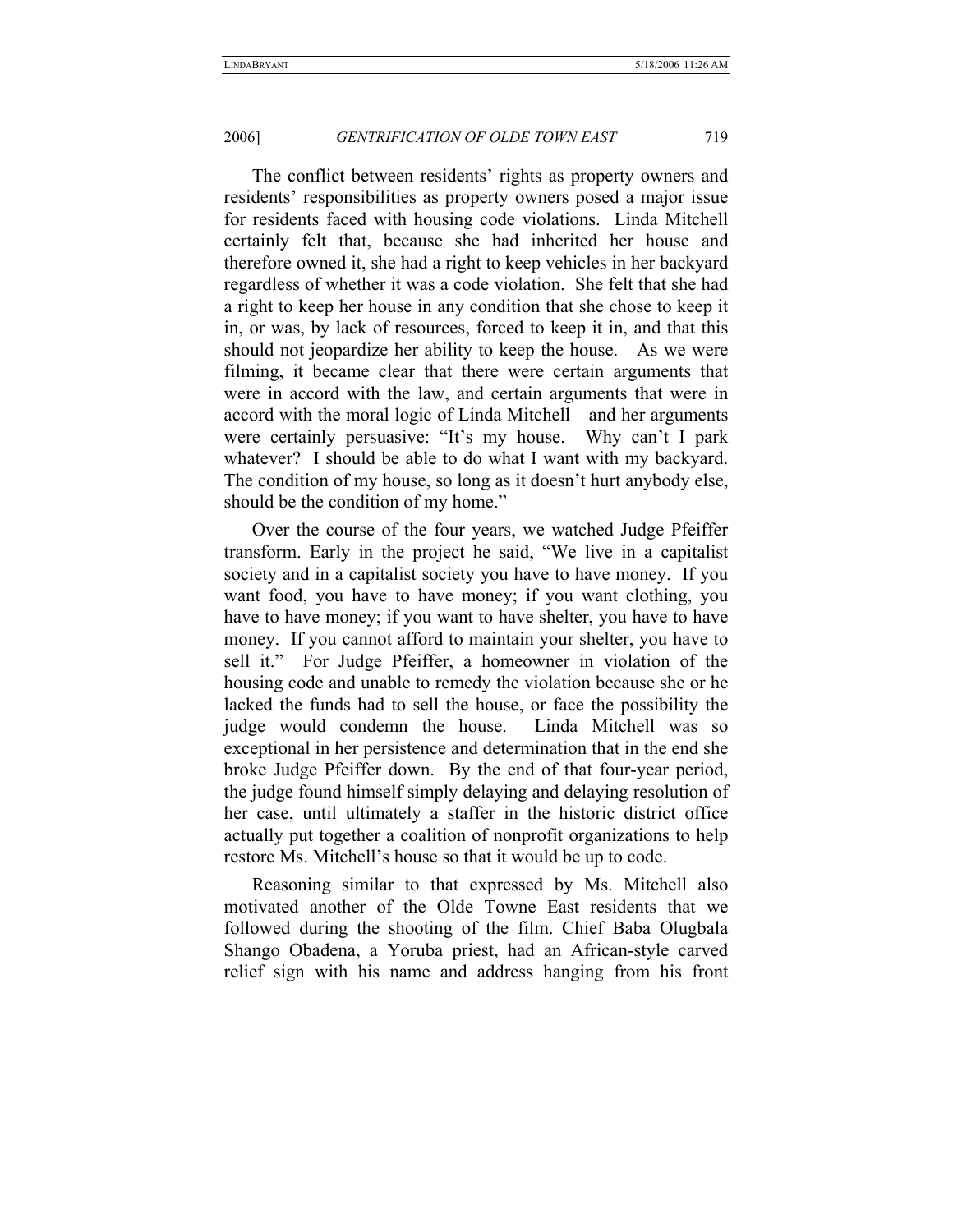The conflict between residents' rights as property owners and residents' responsibilities as property owners posed a major issue for residents faced with housing code violations. Linda Mitchell certainly felt that, because she had inherited her house and therefore owned it, she had a right to keep vehicles in her backyard regardless of whether it was a code violation. She felt that she had a right to keep her house in any condition that she chose to keep it in, or was, by lack of resources, forced to keep it in, and that this should not jeopardize her ability to keep the house. As we were filming, it became clear that there were certain arguments that were in accord with the law, and certain arguments that were in accord with the moral logic of Linda Mitchell—and her arguments were certainly persuasive: "It's my house. Why can't I park whatever? I should be able to do what I want with my backyard. The condition of my house, so long as it doesn't hurt anybody else, should be the condition of my home."

Over the course of the four years, we watched Judge Pfeiffer transform. Early in the project he said, "We live in a capitalist society and in a capitalist society you have to have money. If you want food, you have to have money; if you want clothing, you have to have money; if you want to have shelter, you have to have money. If you cannot afford to maintain your shelter, you have to sell it." For Judge Pfeiffer, a homeowner in violation of the housing code and unable to remedy the violation because she or he lacked the funds had to sell the house, or face the possibility the judge would condemn the house. Linda Mitchell was so exceptional in her persistence and determination that in the end she broke Judge Pfeiffer down. By the end of that four-year period, the judge found himself simply delaying and delaying resolution of her case, until ultimately a staffer in the historic district office actually put together a coalition of nonprofit organizations to help restore Ms. Mitchell's house so that it would be up to code.

Reasoning similar to that expressed by Ms. Mitchell also motivated another of the Olde Towne East residents that we followed during the shooting of the film. Chief Baba Olugbala Shango Obadena, a Yoruba priest, had an African-style carved relief sign with his name and address hanging from his front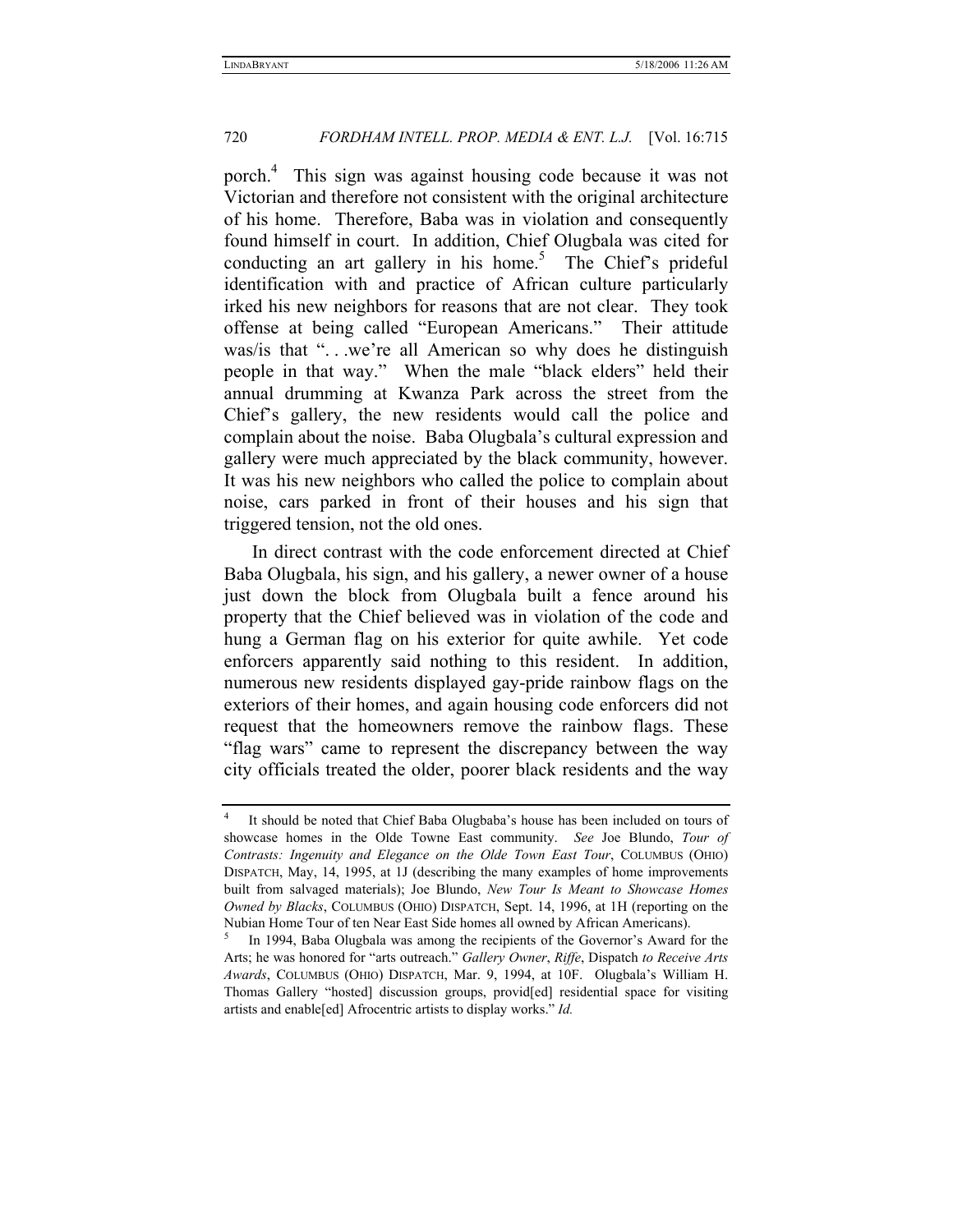porch.[4] This sign was against housing code because it was not Victorian and therefore not consistent with the original architecture of his home. Therefore, Baba was in violation and consequently found himself in court. In addition, Chief Olugbala was cited for conducting an art gallery in his home.[5] The Chief's prideful identification with and practice of African culture particularly irked his new neighbors for reasons that are not clear. They took offense at being called "European Americans." Their attitude was/is that ". . .we're all American so why does he distinguish people in that way." When the male "black elders" held their annual drumming at Kwanza Park across the street from the Chief's gallery, the new residents would call the police and complain about the noise. Baba Olugbala's cultural expression and gallery were much appreciated by the black community, however. It was his new neighbors who called the police to complain about noise, cars parked in front of their houses and his sign that triggered tension, not the old ones.

In direct contrast with the code enforcement directed at Chief Baba Olugbala, his sign, and his gallery, a newer owner of a house just down the block from Olugbala built a fence around his property that the Chief believed was in violation of the code and hung a German flag on his exterior for quite awhile. Yet code enforcers apparently said nothing to this resident. In addition, numerous new residents displayed gay-pride rainbow flags on the exteriors of their homes, and again housing code enforcers did not request that the homeowners remove the rainbow flags. These "flag wars" came to represent the discrepancy between the way city officials treated the older, poorer black residents and the way

---

[4] It should be noted that Chief Baba Olugbaba's house has been included on tours of showcase homes in the Olde Towne East community. *See* Joe Blundo, *Tour of Contrasts: Ingenuity and Elegance on the Olde Town East Tour*, COLUMBUS (OHIO) DISPATCH, May, 14, 1995, at 1J (describing the many examples of home improvements built from salvaged materials); Joe Blundo, *New Tour Is Meant to Showcase Homes Owned by Blacks*, COLUMBUS (OHIO) DISPATCH, Sept. 14, 1996, at 1H (reporting on the Nubian Home Tour of ten Near East Side homes all owned by African Americans).

[5] In 1994, Baba Olugbala was among the recipients of the Governor's Award for the Arts; he was honored for "arts outreach." *Gallery Owner*, *Riffe*, Dispatch *to Receive Arts Awards*, COLUMBUS (OHIO) DISPATCH, Mar. 9, 1994, at 10F. Olugbala's William H. Thomas Gallery "hosted] discussion groups, provid[ed] residential space for visiting artists and enable[ed] Afrocentric artists to display works." *Id.*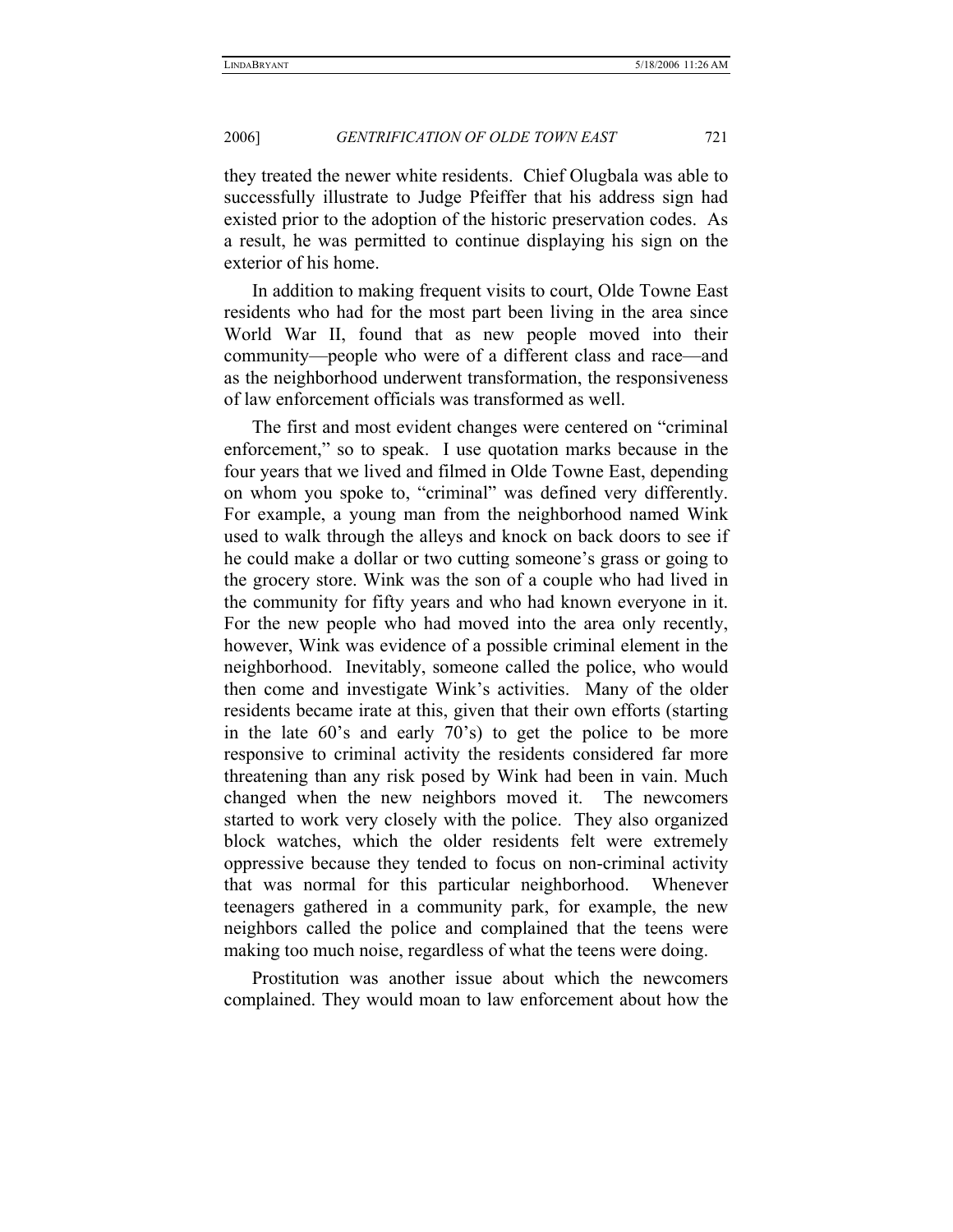they treated the newer white residents. Chief Olugbala was able to successfully illustrate to Judge Pfeiffer that his address sign had existed prior to the adoption of the historic preservation codes. As a result, he was permitted to continue displaying his sign on the exterior of his home.

In addition to making frequent visits to court, Olde Towne East residents who had for the most part been living in the area since World War II, found that as new people moved into their community—people who were of a different class and race—and as the neighborhood underwent transformation, the responsiveness of law enforcement officials was transformed as well.

The first and most evident changes were centered on "criminal enforcement," so to speak. I use quotation marks because in the four years that we lived and filmed in Olde Towne East, depending on whom you spoke to, "criminal" was defined very differently. For example, a young man from the neighborhood named Wink used to walk through the alleys and knock on back doors to see if he could make a dollar or two cutting someone's grass or going to the grocery store. Wink was the son of a couple who had lived in the community for fifty years and who had known everyone in it. For the new people who had moved into the area only recently, however, Wink was evidence of a possible criminal element in the neighborhood. Inevitably, someone called the police, who would then come and investigate Wink's activities. Many of the older residents became irate at this, given that their own efforts (starting in the late 60's and early 70's) to get the police to be more responsive to criminal activity the residents considered far more threatening than any risk posed by Wink had been in vain. Much changed when the new neighbors moved it. The newcomers started to work very closely with the police. They also organized block watches, which the older residents felt were extremely oppressive because they tended to focus on non-criminal activity that was normal for this particular neighborhood. Whenever teenagers gathered in a community park, for example, the new neighbors called the police and complained that the teens were making too much noise, regardless of what the teens were doing.

Prostitution was another issue about which the newcomers complained. They would moan to law enforcement about how the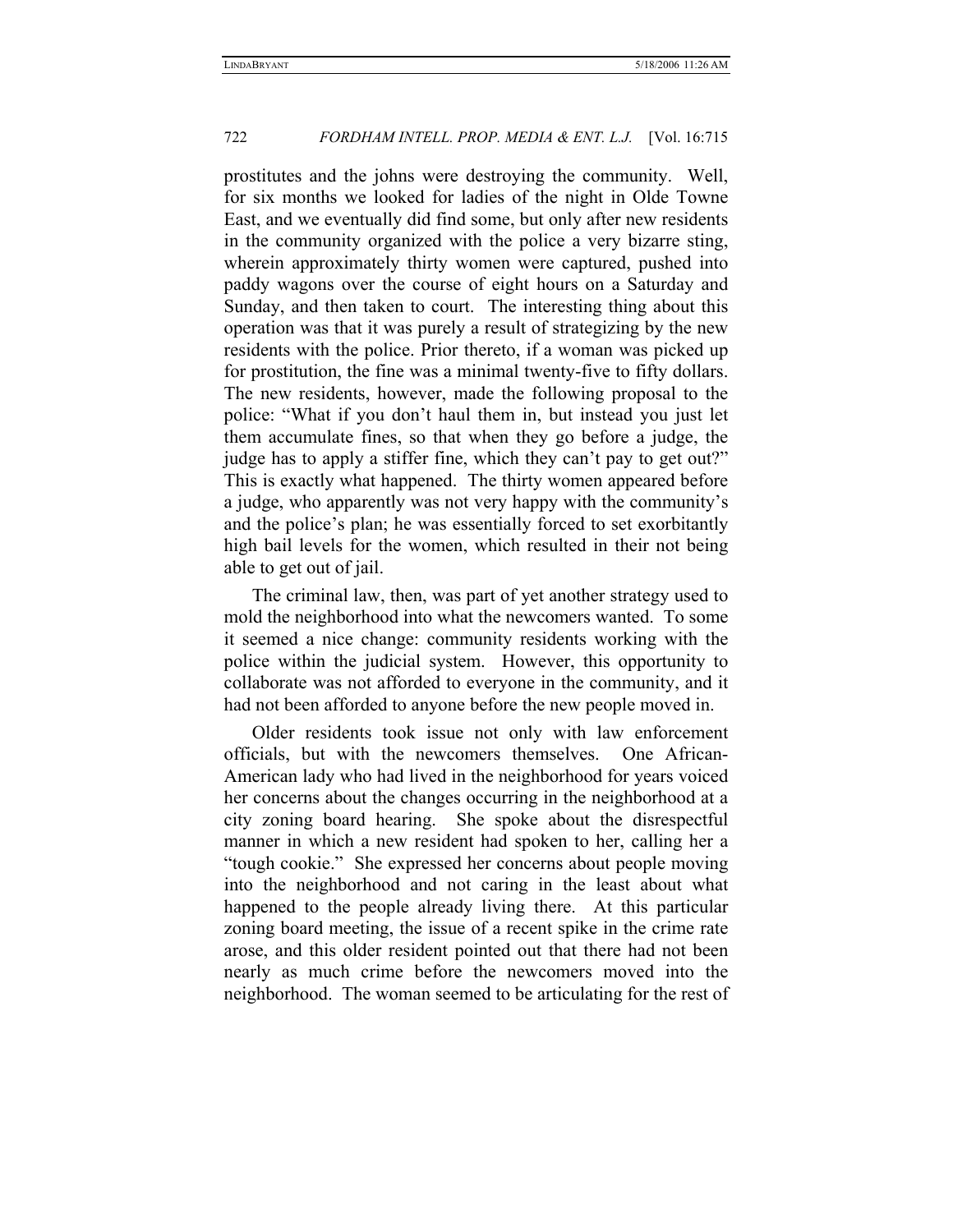prostitutes and the johns were destroying the community. Well, for six months we looked for ladies of the night in Olde Towne East, and we eventually did find some, but only after new residents in the community organized with the police a very bizarre sting, wherein approximately thirty women were captured, pushed into paddy wagons over the course of eight hours on a Saturday and Sunday, and then taken to court. The interesting thing about this operation was that it was purely a result of strategizing by the new residents with the police. Prior thereto, if a woman was picked up for prostitution, the fine was a minimal twenty-five to fifty dollars. The new residents, however, made the following proposal to the police: "What if you don't haul them in, but instead you just let them accumulate fines, so that when they go before a judge, the judge has to apply a stiffer fine, which they can't pay to get out?" This is exactly what happened. The thirty women appeared before a judge, who apparently was not very happy with the community's and the police's plan; he was essentially forced to set exorbitantly high bail levels for the women, which resulted in their not being able to get out of jail.

The criminal law, then, was part of yet another strategy used to mold the neighborhood into what the newcomers wanted. To some it seemed a nice change: community residents working with the police within the judicial system. However, this opportunity to collaborate was not afforded to everyone in the community, and it had not been afforded to anyone before the new people moved in.

Older residents took issue not only with law enforcement officials, but with the newcomers themselves. One African-American lady who had lived in the neighborhood for years voiced her concerns about the changes occurring in the neighborhood at a city zoning board hearing. She spoke about the disrespectful manner in which a new resident had spoken to her, calling her a "tough cookie." She expressed her concerns about people moving into the neighborhood and not caring in the least about what happened to the people already living there. At this particular zoning board meeting, the issue of a recent spike in the crime rate arose, and this older resident pointed out that there had not been nearly as much crime before the newcomers moved into the neighborhood. The woman seemed to be articulating for the rest of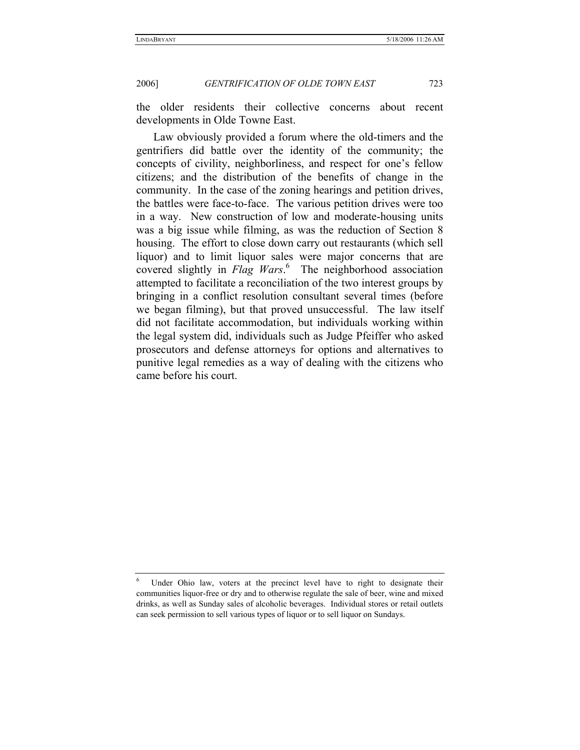the older residents their collective concerns about recent developments in Olde Towne East.

Law obviously provided a forum where the old-timers and the gentrifiers did battle over the identity of the community; the concepts of civility, neighborliness, and respect for one's fellow citizens; and the distribution of the benefits of change in the community. In the case of the zoning hearings and petition drives, the battles were face-to-face. The various petition drives were too in a way. New construction of low and moderate-housing units was a big issue while filming, as was the reduction of Section 8 housing. The effort to close down carry out restaurants (which sell liquor) and to limit liquor sales were major concerns that are covered slightly in *Flag Wars*.[6] The neighborhood association attempted to facilitate a reconciliation of the two interest groups by bringing in a conflict resolution consultant several times (before we began filming), but that proved unsuccessful. The law itself did not facilitate accommodation, but individuals working within the legal system did, individuals such as Judge Pfeiffer who asked prosecutors and defense attorneys for options and alternatives to punitive legal remedies as a way of dealing with the citizens who came before his court.

---

[6] Under Ohio law, voters at the precinct level have to right to designate their communities liquor-free or dry and to otherwise regulate the sale of beer, wine and mixed drinks, as well as Sunday sales of alcoholic beverages. Individual stores or retail outlets can seek permission to sell various types of liquor or to sell liquor on Sundays.